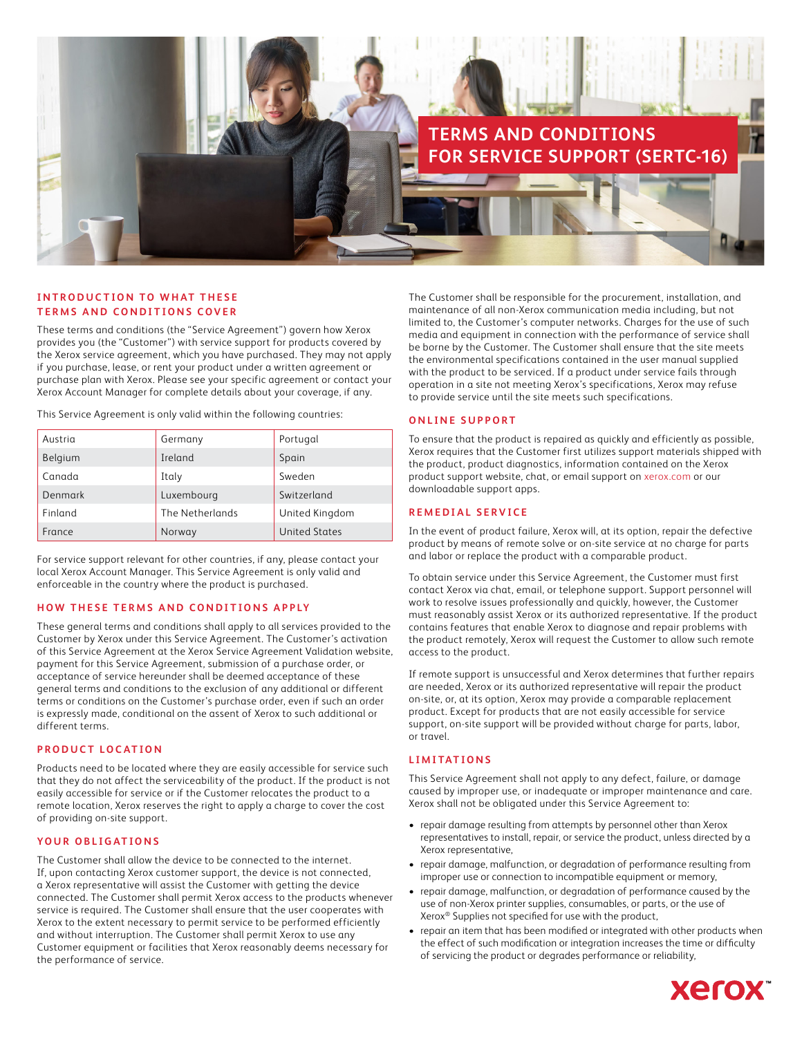# TERMS AND CONDITIONS FOR SERVICE SUPPORT (SERTC-16)

## INTRODUCTION TO WHAT THESE TERMS AND CONDITIONS COVER

These terms and conditions (the "Service Agreement") govern how Xerox provides you (the "Customer") with service support for products covered by the Xerox service agreement, which you have purchased. They may not apply if you purchase, lease, or rent your product under a written agreement or purchase plan with Xerox. Please see your specific agreement or contact your Xerox Account Manager for complete details about your coverage, if any.

This Service Agreement is only valid within the following countries:

| | | |
|---|---|---|
| Austria | Germany | Portugal |
| Belgium | Ireland | Spain |
| Canada | Italy | Sweden |
| Denmark | Luxembourg | Switzerland |
| Finland | The Netherlands | United Kingdom |
| France | Norway | United States |

For service support relevant for other countries, if any, please contact your local Xerox Account Manager. This Service Agreement is only valid and enforceable in the country where the product is purchased.

## HOW THESE TERMS AND CONDITIONS APPLY

These general terms and conditions shall apply to all services provided to the Customer by Xerox under this Service Agreement. The Customer's activation of this Service Agreement at the Xerox Service Agreement Validation website, payment for this Service Agreement, submission of a purchase order, or acceptance of service hereunder shall be deemed acceptance of these general terms and conditions to the exclusion of any additional or different terms or conditions on the Customer's purchase order, even if such an order is expressly made, conditional on the assent of Xerox to such additional or different terms.

## PRODUCT LOCATION

Products need to be located where they are easily accessible for service such that they do not affect the serviceability of the product. If the product is not easily accessible for service or if the Customer relocates the product to a remote location, Xerox reserves the right to apply a charge to cover the cost of providing on-site support.

## YOUR OBLIGATIONS

The Customer shall allow the device to be connected to the internet. If, upon contacting Xerox customer support, the device is not connected, a Xerox representative will assist the Customer with getting the device connected. The Customer shall permit Xerox access to the products whenever service is required. The Customer shall ensure that the user cooperates with Xerox to the extent necessary to permit service to be performed efficiently and without interruption. The Customer shall permit Xerox to use any Customer equipment or facilities that Xerox reasonably deems necessary for the performance of service.

The Customer shall be responsible for the procurement, installation, and maintenance of all non-Xerox communication media including, but not limited to, the Customer's computer networks. Charges for the use of such media and equipment in connection with the performance of service shall be borne by the Customer. The Customer shall ensure that the site meets the environmental specifications contained in the user manual supplied with the product to be serviced. If a product under service fails through operation in a site not meeting Xerox's specifications, Xerox may refuse to provide service until the site meets such specifications.

## ONLINE SUPPORT

To ensure that the product is repaired as quickly and efficiently as possible, Xerox requires that the Customer first utilizes support materials shipped with the product, product diagnostics, information contained on the Xerox product support website, chat, or email support on xerox.com or our downloadable support apps.

## REMEDIAL SERVICE

In the event of product failure, Xerox will, at its option, repair the defective product by means of remote solve or on-site service at no charge for parts and labor or replace the product with a comparable product.

To obtain service under this Service Agreement, the Customer must first contact Xerox via chat, email, or telephone support. Support personnel will work to resolve issues professionally and quickly, however, the Customer must reasonably assist Xerox or its authorized representative. If the product contains features that enable Xerox to diagnose and repair problems with the product remotely, Xerox will request the Customer to allow such remote access to the product.

If remote support is unsuccessful and Xerox determines that further repairs are needed, Xerox or its authorized representative will repair the product on-site, or, at its option, Xerox may provide a comparable replacement product. Except for products that are not easily accessible for service support, on-site support will be provided without charge for parts, labor, or travel.

## LIMITATIONS

This Service Agreement shall not apply to any defect, failure, or damage caused by improper use, or inadequate or improper maintenance and care. Xerox shall not be obligated under this Service Agreement to:

- repair damage resulting from attempts by personnel other than Xerox representatives to install, repair, or service the product, unless directed by a Xerox representative,
- repair damage, malfunction, or degradation of performance resulting from improper use or connection to incompatible equipment or memory,
- repair damage, malfunction, or degradation of performance caused by the use of non-Xerox printer supplies, consumables, or parts, or the use of Xerox® Supplies not specified for use with the product,
- repair an item that has been modified or integrated with other products when the effect of such modification or integration increases the time or difficulty of servicing the product or degrades performance or reliability,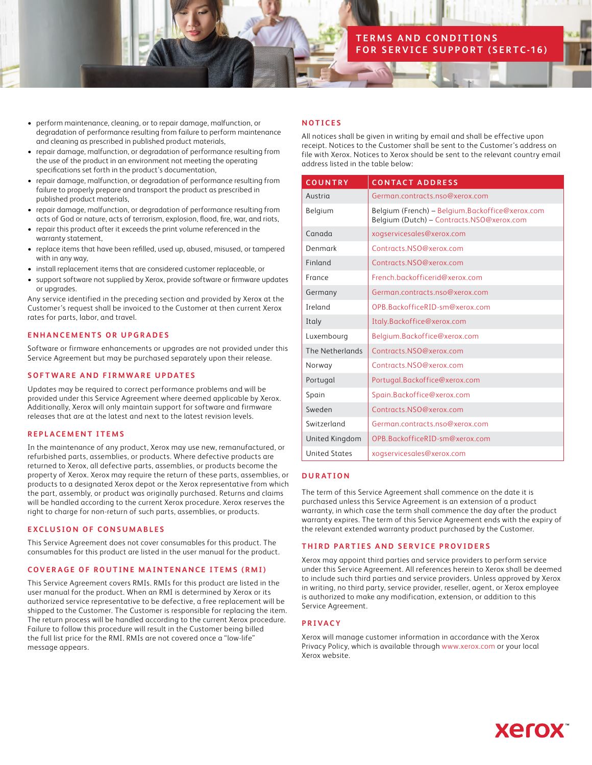# TERMS AND CONDITIONS FOR SERVICE SUPPORT (SERTC-16)

- perform maintenance, cleaning, or to repair damage, malfunction, or degradation of performance resulting from failure to perform maintenance and cleaning as prescribed in published product materials,
- repair damage, malfunction, or degradation of performance resulting from the use of the product in an environment not meeting the operating specifications set forth in the product's documentation,
- repair damage, malfunction, or degradation of performance resulting from failure to properly prepare and transport the product as prescribed in published product materials,
- repair damage, malfunction, or degradation of performance resulting from acts of God or nature, acts of terrorism, explosion, flood, fire, war, and riots,
- repair this product after it exceeds the print volume referenced in the warranty statement,
- replace items that have been refilled, used up, abused, misused, or tampered with in any way,
- install replacement items that are considered customer replaceable, or
- support software not supplied by Xerox, provide software or firmware updates or upgrades.

Any service identified in the preceding section and provided by Xerox at the Customer's request shall be invoiced to the Customer at then current Xerox rates for parts, labor, and travel.

## ENHANCEMENTS OR UPGRADES

Software or firmware enhancements or upgrades are not provided under this Service Agreement but may be purchased separately upon their release.

## SOFTWARE AND FIRMWARE UPDATES

Updates may be required to correct performance problems and will be provided under this Service Agreement where deemed applicable by Xerox. Additionally, Xerox will only maintain support for software and firmware releases that are at the latest and next to the latest revision levels.

## REPLACEMENT ITEMS

In the maintenance of any product, Xerox may use new, remanufactured, or refurbished parts, assemblies, or products. Where defective products are returned to Xerox, all defective parts, assemblies, or products become the property of Xerox. Xerox may require the return of these parts, assemblies, or products to a designated Xerox depot or the Xerox representative from which the part, assembly, or product was originally purchased. Returns and claims will be handled according to the current Xerox procedure. Xerox reserves the right to charge for non-return of such parts, assemblies, or products.

## EXCLUSION OF CONSUMABLES

This Service Agreement does not cover consumables for this product. The consumables for this product are listed in the user manual for the product.

## COVERAGE OF ROUTINE MAINTENANCE ITEMS (RMI)

This Service Agreement covers RMIs. RMIs for this product are listed in the user manual for the product. When an RMI is determined by Xerox or its authorized service representative to be defective, a free replacement will be shipped to the Customer. The Customer is responsible for replacing the item. The return process will be handled according to the current Xerox procedure. Failure to follow this procedure will result in the Customer being billed the full list price for the RMI. RMIs are not covered once a "low-life" message appears.

## NOTICES

All notices shall be given in writing by email and shall be effective upon receipt. Notices to the Customer shall be sent to the Customer's address on file with Xerox. Notices to Xerox should be sent to the relevant country email address listed in the table below:

| COUNTRY | CONTACT ADDRESS |
|---|---|
| Austria | German.contracts.nso@xerox.com |
| Belgium | Belgium (French) – Belgium.Backoffice@xerox.com<br>Belgium (Dutch) – Contracts.NSO@xerox.com |
| Canada | xogservicesales@xerox.com |
| Denmark | Contracts.NSO@xerox.com |
| Finland | Contracts.NSO@xerox.com |
| France | French.backofficerid@xerox.com |
| Germany | German.contracts.nso@xerox.com |
| Ireland | OPB.BackofficeRID-sm@xerox.com |
| Italy | Italy.Backoffice@xerox.com |
| Luxembourg | Belgium.Backoffice@xerox.com |
| The Netherlands | Contracts.NSO@xerox.com |
| Norway | Contracts.NSO@xerox.com |
| Portugal | Portugal.Backoffice@xerox.com |
| Spain | Spain.Backoffice@xerox.com |
| Sweden | Contracts.NSO@xerox.com |
| Switzerland | German.contracts.nso@xerox.com |
| United Kingdom | OPB.BackofficeRID-sm@xerox.com |
| United States | xogservicesales@xerox.com |

## DURATION

The term of this Service Agreement shall commence on the date it is purchased unless this Service Agreement is an extension of a product warranty, in which case the term shall commence the day after the product warranty expires. The term of this Service Agreement ends with the expiry of the relevant extended warranty product purchased by the Customer.

## THIRD PARTIES AND SERVICE PROVIDERS

Xerox may appoint third parties and service providers to perform service under this Service Agreement. All references herein to Xerox shall be deemed to include such third parties and service providers. Unless approved by Xerox in writing, no third party, service provider, reseller, agent, or Xerox employee is authorized to make any modification, extension, or addition to this Service Agreement.

## PRIVACY

Xerox will manage customer information in accordance with the Xerox Privacy Policy, which is available through www.xerox.com or your local Xerox website.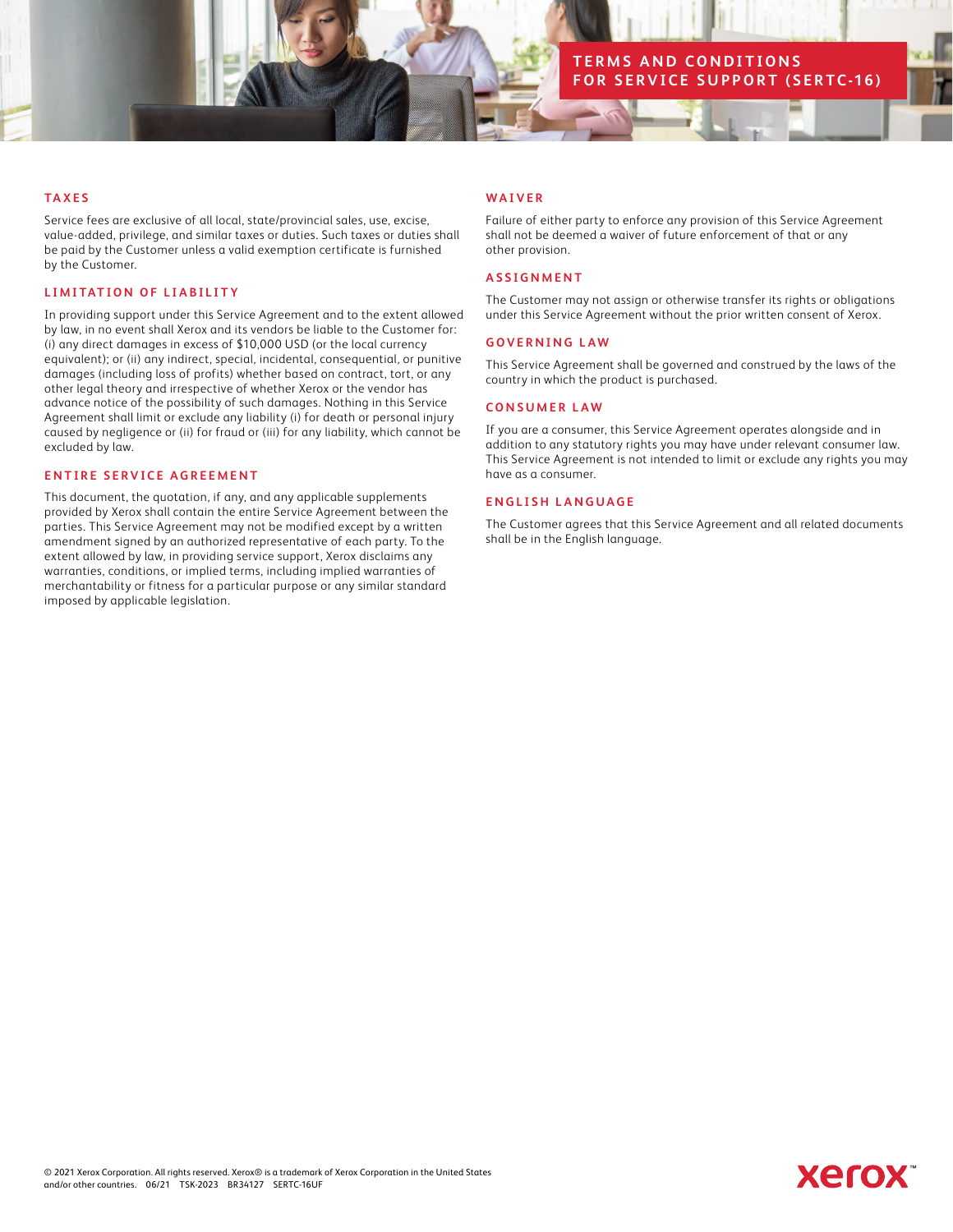# TERMS AND CONDITIONS FOR SERVICE SUPPORT (SERTC-16)

## TAXES

Service fees are exclusive of all local, state/provincial sales, use, excise, value-added, privilege, and similar taxes or duties. Such taxes or duties shall be paid by the Customer unless a valid exemption certificate is furnished by the Customer.

## LIMITATION OF LIABILITY

In providing support under this Service Agreement and to the extent allowed by law, in no event shall Xerox and its vendors be liable to the Customer for: (i) any direct damages in excess of $10,000 USD (or the local currency equivalent); or (ii) any indirect, special, incidental, consequential, or punitive damages (including loss of profits) whether based on contract, tort, or any other legal theory and irrespective of whether Xerox or the vendor has advance notice of the possibility of such damages. Nothing in this Service Agreement shall limit or exclude any liability (i) for death or personal injury caused by negligence or (ii) for fraud or (iii) for any liability, which cannot be excluded by law.

## ENTIRE SERVICE AGREEMENT

This document, the quotation, if any, and any applicable supplements provided by Xerox shall contain the entire Service Agreement between the parties. This Service Agreement may not be modified except by a written amendment signed by an authorized representative of each party. To the extent allowed by law, in providing service support, Xerox disclaims any warranties, conditions, or implied terms, including implied warranties of merchantability or fitness for a particular purpose or any similar standard imposed by applicable legislation.

## WAIVER

Failure of either party to enforce any provision of this Service Agreement shall not be deemed a waiver of future enforcement of that or any other provision.

## ASSIGNMENT

The Customer may not assign or otherwise transfer its rights or obligations under this Service Agreement without the prior written consent of Xerox.

## GOVERNING LAW

This Service Agreement shall be governed and construed by the laws of the country in which the product is purchased.

## CONSUMER LAW

If you are a consumer, this Service Agreement operates alongside and in addition to any statutory rights you may have under relevant consumer law. This Service Agreement is not intended to limit or exclude any rights you may have as a consumer.

## ENGLISH LANGUAGE

The Customer agrees that this Service Agreement and all related documents shall be in the English language.

© 2021 Xerox Corporation. All rights reserved. Xerox® is a trademark of Xerox Corporation in the United States and/or other countries. 06/21 TSK-2023 BR34127 SERTC-16UF